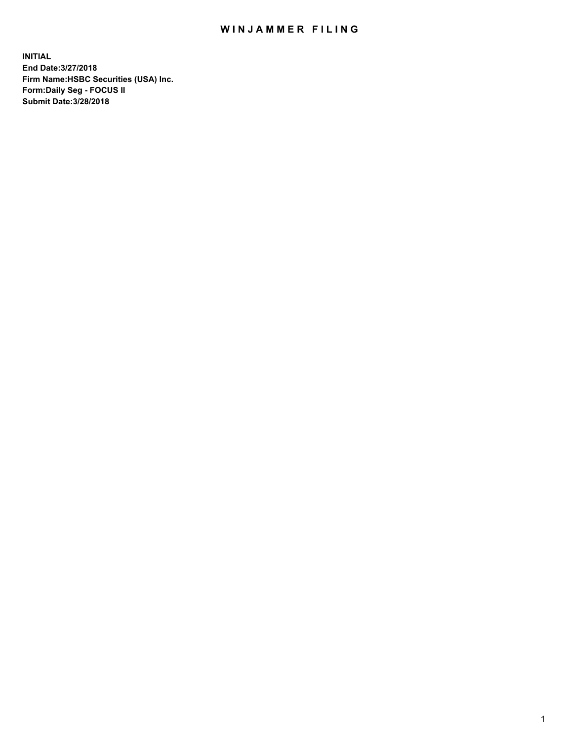# WINJAMMER FILING

**INITIAL**
**End Date:3/27/2018**
**Firm Name:HSBC Securities (USA) Inc.**
**Form:Daily Seg - FOCUS II**
**Submit Date:3/28/2018**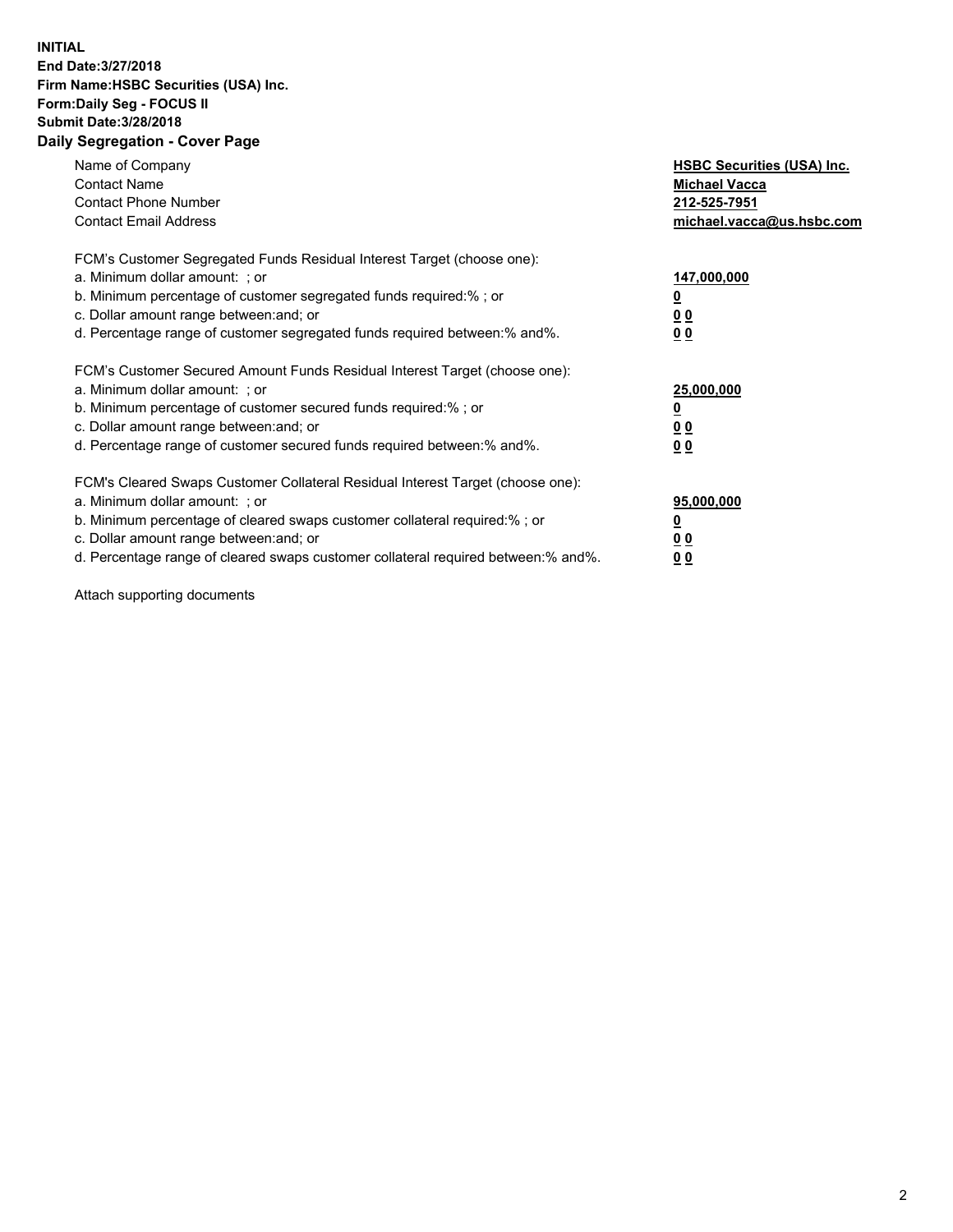**INITIAL**
**End Date:3/27/2018**
**Firm Name:HSBC Securities (USA) Inc.**
**Form:Daily Seg - FOCUS II**
**Submit Date:3/28/2018**

**Daily Segregation - Cover Page**

| | |
|---|---|
| Name of Company | **HSBC Securities (USA) Inc.** |
| Contact Name | **Michael Vacca** |
| Contact Phone Number | **212-525-7951** |
| Contact Email Address | **michael.vacca@us.hsbc.com** |
| FCM's Customer Segregated Funds Residual Interest Target (choose one): | |
| a. Minimum dollar amount: ; or | **147,000,000** |
| b. Minimum percentage of customer segregated funds required:% ; or | **0** |
| c. Dollar amount range between:and; or | **0 0** |
| d. Percentage range of customer segregated funds required between:% and%. | **0 0** |
| FCM's Customer Secured Amount Funds Residual Interest Target (choose one): | |
| a. Minimum dollar amount: ; or | **25,000,000** |
| b. Minimum percentage of customer secured funds required:% ; or | **0** |
| c. Dollar amount range between:and; or | **0 0** |
| d. Percentage range of customer secured funds required between:% and%. | **0 0** |
| FCM's Cleared Swaps Customer Collateral Residual Interest Target (choose one): | |
| a. Minimum dollar amount: ; or | **95,000,000** |
| b. Minimum percentage of cleared swaps customer collateral required:% ; or | **0** |
| c. Dollar amount range between:and; or | **0 0** |
| d. Percentage range of cleared swaps customer collateral required between:% and%. | **0 0** |

Attach supporting documents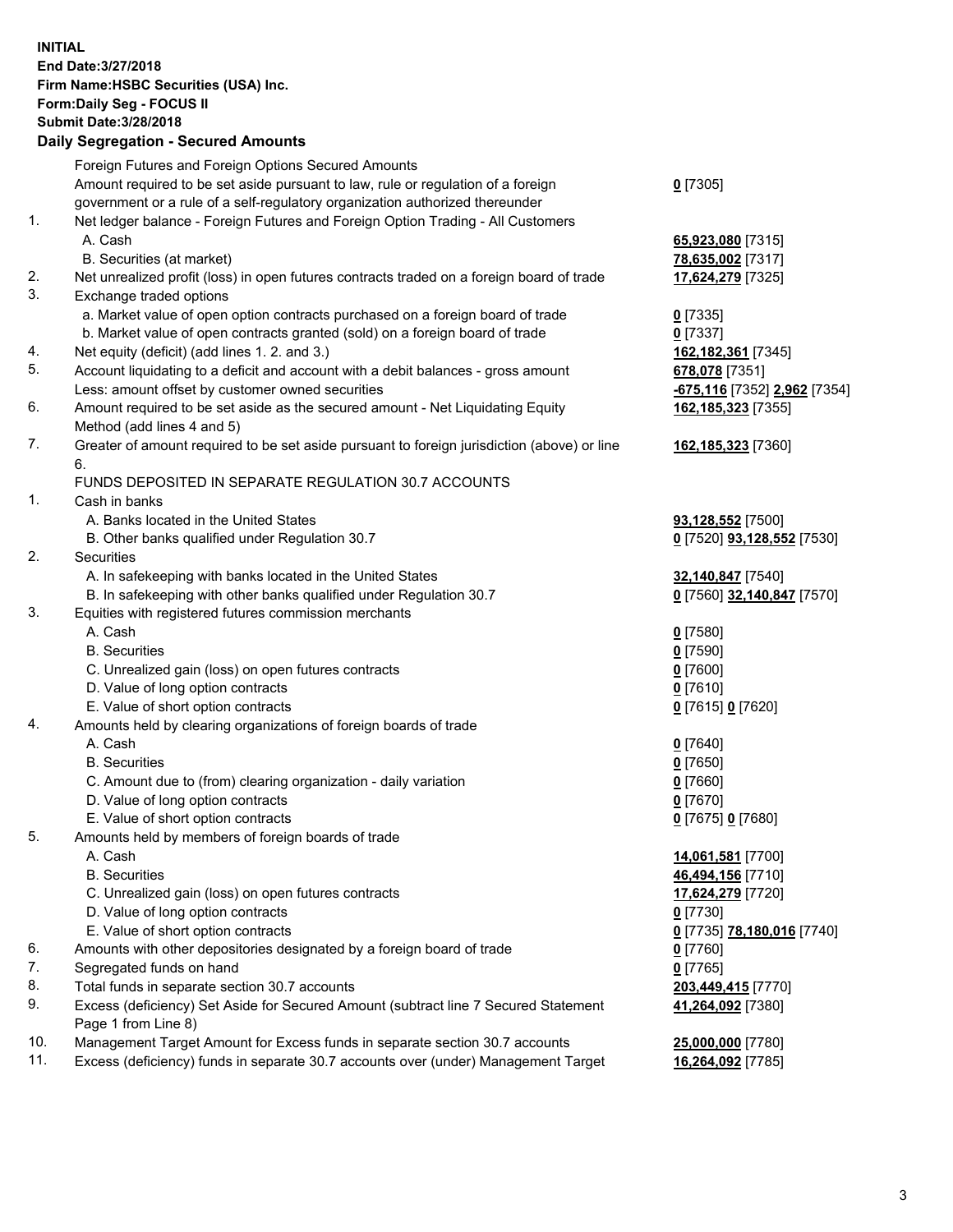**INITIAL**
**End Date:3/27/2018**
**Firm Name:HSBC Securities (USA) Inc.**
**Form:Daily Seg - FOCUS II**
**Submit Date:3/28/2018**

## Daily Segregation - Secured Amounts

| | | |
|---|---|---|
| | Foreign Futures and Foreign Options Secured Amounts | |
| | Amount required to be set aside pursuant to law, rule or regulation of a foreign government or a rule of a self-regulatory organization authorized thereunder | **0** [7305] |
| 1. | Net ledger balance - Foreign Futures and Foreign Option Trading - All Customers | |
| | A. Cash | **65,923,080** [7315] |
| | B. Securities (at market) | **78,635,002** [7317] |
| 2. | Net unrealized profit (loss) in open futures contracts traded on a foreign board of trade | **17,624,279** [7325] |
| 3. | Exchange traded options | |
| | a. Market value of open option contracts purchased on a foreign board of trade | **0** [7335] |
| | b. Market value of open contracts granted (sold) on a foreign board of trade | **0** [7337] |
| 4. | Net equity (deficit) (add lines 1. 2. and 3.) | **162,182,361** [7345] |
| 5. | Account liquidating to a deficit and account with a debit balances - gross amount | **678,078** [7351] |
| | Less: amount offset by customer owned securities | **-675,116** [7352] **2,962** [7354] |
| 6. | Amount required to be set aside as the secured amount - Net Liquidating Equity Method (add lines 4 and 5) | **162,185,323** [7355] |
| 7. | Greater of amount required to be set aside pursuant to foreign jurisdiction (above) or line 6. | **162,185,323** [7360] |
| | FUNDS DEPOSITED IN SEPARATE REGULATION 30.7 ACCOUNTS | |
| 1. | Cash in banks | |
| | A. Banks located in the United States | **93,128,552** [7500] |
| | B. Other banks qualified under Regulation 30.7 | **0** [7520] **93,128,552** [7530] |
| 2. | Securities | |
| | A. In safekeeping with banks located in the United States | **32,140,847** [7540] |
| | B. In safekeeping with other banks qualified under Regulation 30.7 | **0** [7560] **32,140,847** [7570] |
| 3. | Equities with registered futures commission merchants | |
| | A. Cash | **0** [7580] |
| | B. Securities | **0** [7590] |
| | C. Unrealized gain (loss) on open futures contracts | **0** [7600] |
| | D. Value of long option contracts | **0** [7610] |
| | E. Value of short option contracts | **0** [7615] **0** [7620] |
| 4. | Amounts held by clearing organizations of foreign boards of trade | |
| | A. Cash | **0** [7640] |
| | B. Securities | **0** [7650] |
| | C. Amount due to (from) clearing organization - daily variation | **0** [7660] |
| | D. Value of long option contracts | **0** [7670] |
| | E. Value of short option contracts | **0** [7675] **0** [7680] |
| 5. | Amounts held by members of foreign boards of trade | |
| | A. Cash | **14,061,581** [7700] |
| | B. Securities | **46,494,156** [7710] |
| | C. Unrealized gain (loss) on open futures contracts | **17,624,279** [7720] |
| | D. Value of long option contracts | **0** [7730] |
| | E. Value of short option contracts | **0** [7735] **78,180,016** [7740] |
| 6. | Amounts with other depositories designated by a foreign board of trade | **0** [7760] |
| 7. | Segregated funds on hand | **0** [7765] |
| 8. | Total funds in separate section 30.7 accounts | **203,449,415** [7770] |
| 9. | Excess (deficiency) Set Aside for Secured Amount (subtract line 7 Secured Statement Page 1 from Line 8) | **41,264,092** [7380] |
| 10. | Management Target Amount for Excess funds in separate section 30.7 accounts | **25,000,000** [7780] |
| 11. | Excess (deficiency) funds in separate 30.7 accounts over (under) Management Target | **16,264,092** [7785] |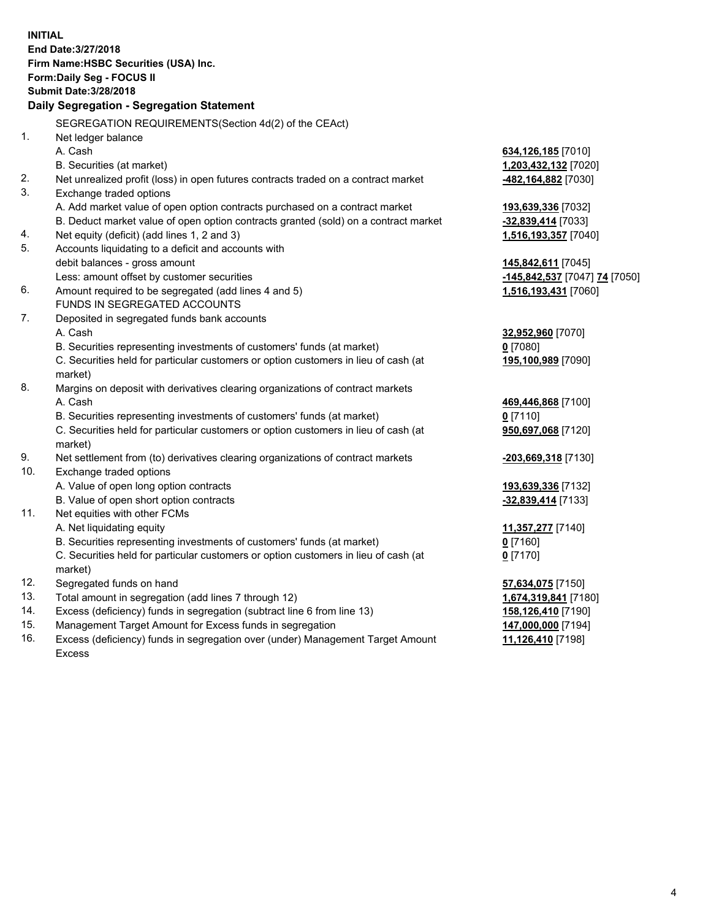**INITIAL**
**End Date:3/27/2018**
**Firm Name:HSBC Securities (USA) Inc.**
**Form:Daily Seg - FOCUS II**
**Submit Date:3/28/2018**

**Daily Segregation - Segregation Statement**

| | | |
|---|---|---|
| | SEGREGATION REQUIREMENTS(Section 4d(2) of the CEAct) | |
| 1. | Net ledger balance | |
| | A. Cash | **634,126,185** [7010] |
| | B. Securities (at market) | **1,203,432,132** [7020] |
| 2. | Net unrealized profit (loss) in open futures contracts traded on a contract market | **-482,164,882** [7030] |
| 3. | Exchange traded options | |
| | A. Add market value of open option contracts purchased on a contract market | **193,639,336** [7032] |
| | B. Deduct market value of open option contracts granted (sold) on a contract market | **-32,839,414** [7033] |
| 4. | Net equity (deficit) (add lines 1, 2 and 3) | **1,516,193,357** [7040] |
| 5. | Accounts liquidating to a deficit and accounts with debit balances - gross amount | **145,842,611** [7045] |
| | Less: amount offset by customer securities | **-145,842,537** [7047] **74** [7050] |
| 6. | Amount required to be segregated (add lines 4 and 5) | **1,516,193,431** [7060] |
| | FUNDS IN SEGREGATED ACCOUNTS | |
| 7. | Deposited in segregated funds bank accounts | |
| | A. Cash | **32,952,960** [7070] |
| | B. Securities representing investments of customers' funds (at market) | **0** [7080] |
| | C. Securities held for particular customers or option customers in lieu of cash (at market) | **195,100,989** [7090] |
| 8. | Margins on deposit with derivatives clearing organizations of contract markets | |
| | A. Cash | **469,446,868** [7100] |
| | B. Securities representing investments of customers' funds (at market) | **0** [7110] |
| | C. Securities held for particular customers or option customers in lieu of cash (at market) | **950,697,068** [7120] |
| 9. | Net settlement from (to) derivatives clearing organizations of contract markets | **-203,669,318** [7130] |
| 10. | Exchange traded options | |
| | A. Value of open long option contracts | **193,639,336** [7132] |
| | B. Value of open short option contracts | **-32,839,414** [7133] |
| 11. | Net equities with other FCMs | |
| | A. Net liquidating equity | **11,357,277** [7140] |
| | B. Securities representing investments of customers' funds (at market) | **0** [7160] |
| | C. Securities held for particular customers or option customers in lieu of cash (at market) | **0** [7170] |
| 12. | Segregated funds on hand | **57,634,075** [7150] |
| 13. | Total amount in segregation (add lines 7 through 12) | **1,674,319,841** [7180] |
| 14. | Excess (deficiency) funds in segregation (subtract line 6 from line 13) | **158,126,410** [7190] |
| 15. | Management Target Amount for Excess funds in segregation | **147,000,000** [7194] |
| 16. | Excess (deficiency) funds in segregation over (under) Management Target Amount Excess | **11,126,410** [7198] |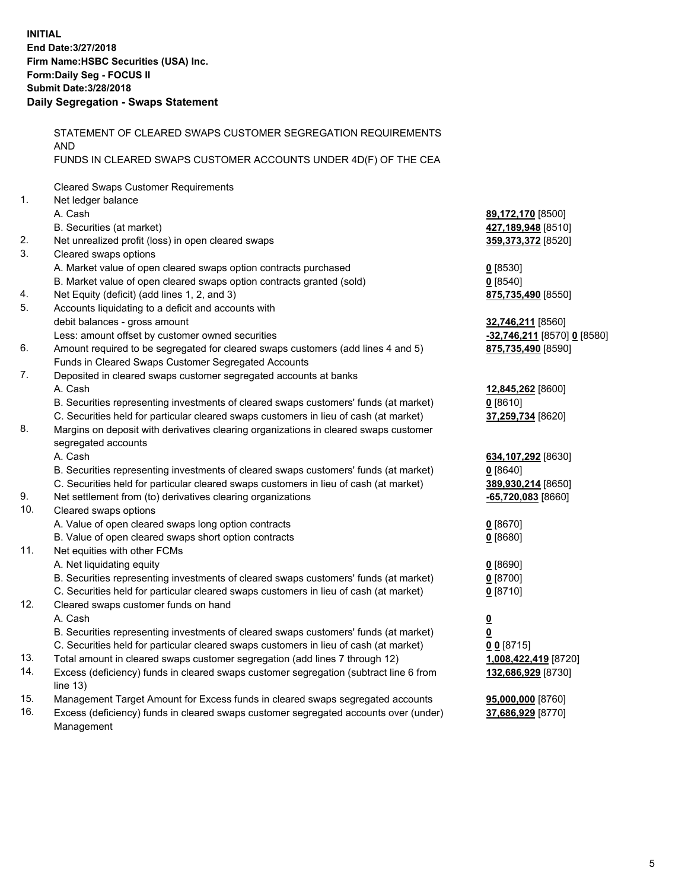**INITIAL**
**End Date:3/27/2018**
**Firm Name:HSBC Securities (USA) Inc.**
**Form:Daily Seg - FOCUS II**
**Submit Date:3/28/2018**
**Daily Segregation - Swaps Statement**

STATEMENT OF CLEARED SWAPS CUSTOMER SEGREGATION REQUIREMENTS AND FUNDS IN CLEARED SWAPS CUSTOMER ACCOUNTS UNDER 4D(F) OF THE CEA

| | | |
|---|---|---|
| | Cleared Swaps Customer Requirements | |
| 1. | Net ledger balance | |
| | A. Cash | **89,172,170** [8500] |
| | B. Securities (at market) | **427,189,948** [8510] |
| 2. | Net unrealized profit (loss) in open cleared swaps | **359,373,372** [8520] |
| 3. | Cleared swaps options | |
| | A. Market value of open cleared swaps option contracts purchased | **0** [8530] |
| | B. Market value of open cleared swaps option contracts granted (sold) | **0** [8540] |
| 4. | Net Equity (deficit) (add lines 1, 2, and 3) | **875,735,490** [8550] |
| 5. | Accounts liquidating to a deficit and accounts with debit balances - gross amount | **32,746,211** [8560] |
| | Less: amount offset by customer owned securities | **-32,746,211** [8570] **0** [8580] |
| 6. | Amount required to be segregated for cleared swaps customers (add lines 4 and 5) | **875,735,490** [8590] |
| | Funds in Cleared Swaps Customer Segregated Accounts | |
| 7. | Deposited in cleared swaps customer segregated accounts at banks | |
| | A. Cash | **12,845,262** [8600] |
| | B. Securities representing investments of cleared swaps customers' funds (at market) | **0** [8610] |
| | C. Securities held for particular cleared swaps customers in lieu of cash (at market) | **37,259,734** [8620] |
| 8. | Margins on deposit with derivatives clearing organizations in cleared swaps customer segregated accounts | |
| | A. Cash | **634,107,292** [8630] |
| | B. Securities representing investments of cleared swaps customers' funds (at market) | **0** [8640] |
| | C. Securities held for particular cleared swaps customers in lieu of cash (at market) | **389,930,214** [8650] |
| 9. | Net settlement from (to) derivatives clearing organizations | **-65,720,083** [8660] |
| 10. | Cleared swaps options | |
| | A. Value of open cleared swaps long option contracts | **0** [8670] |
| | B. Value of open cleared swaps short option contracts | **0** [8680] |
| 11. | Net equities with other FCMs | |
| | A. Net liquidating equity | **0** [8690] |
| | B. Securities representing investments of cleared swaps customers' funds (at market) | **0** [8700] |
| | C. Securities held for particular cleared swaps customers in lieu of cash (at market) | **0** [8710] |
| 12. | Cleared swaps customer funds on hand | |
| | A. Cash | **0** |
| | B. Securities representing investments of cleared swaps customers' funds (at market) | **0** |
| | C. Securities held for particular cleared swaps customers in lieu of cash (at market) | **0** **0** [8715] |
| 13. | Total amount in cleared swaps customer segregation (add lines 7 through 12) | **1,008,422,419** [8720] |
| 14. | Excess (deficiency) funds in cleared swaps customer segregation (subtract line 6 from line 13) | **132,686,929** [8730] |
| 15. | Management Target Amount for Excess funds in cleared swaps segregated accounts | **95,000,000** [8760] |
| 16. | Excess (deficiency) funds in cleared swaps customer segregated accounts over (under) Management | **37,686,929** [8770] |